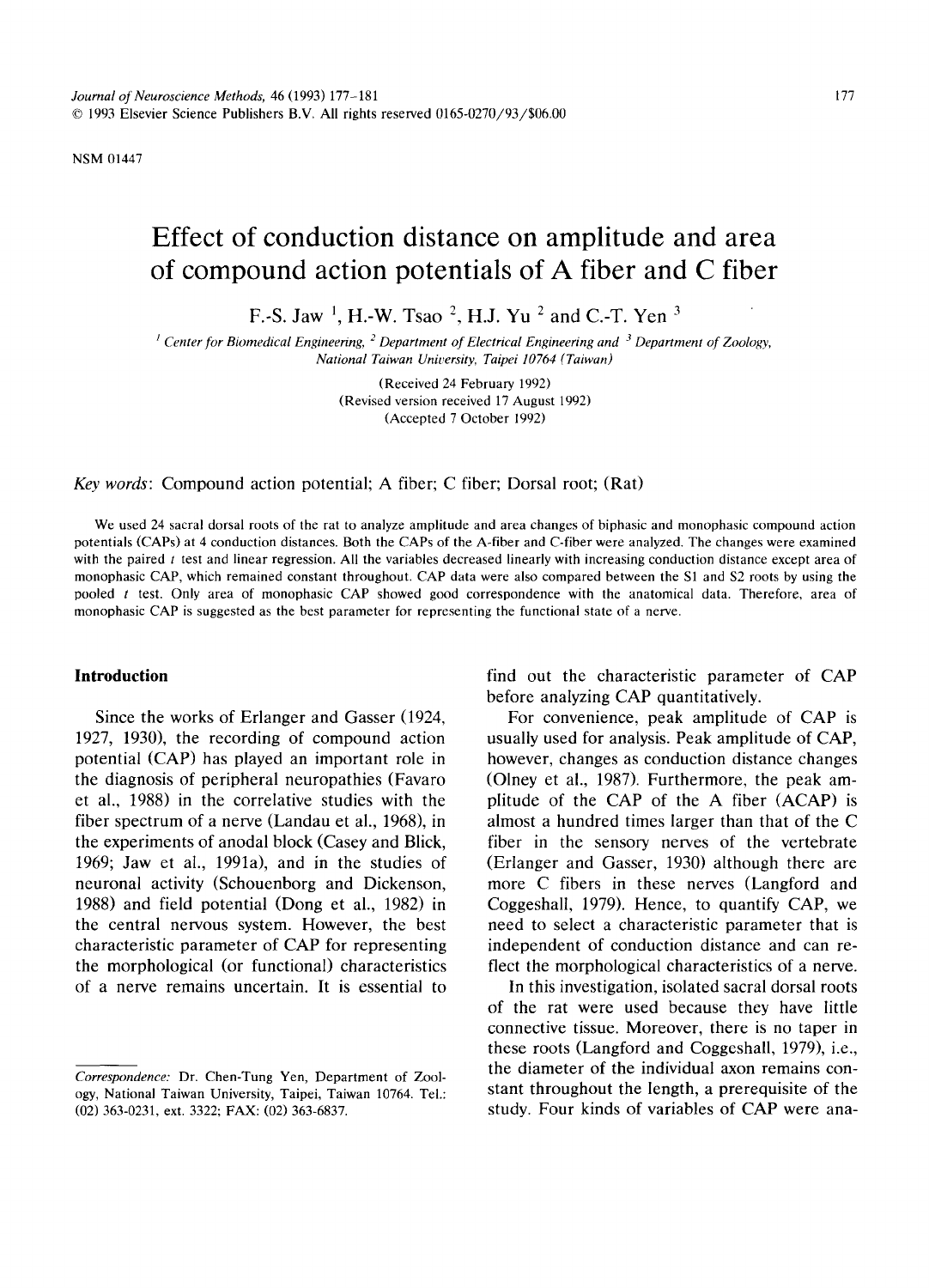NSM 01447

# Effect of conduction distance on amplitude and area of compound action potentials of A fiber and C fiber

F.-S. Jaw [1], H.-W. Tsao [2], H.J. Yu [2] and C.-T. Yen [3]

[1] Center for Biomedical Engineering, [2] Department of Electrical Engineering and [3] Department of Zoology, National Taiwan University, Taipei 10764 (Taiwan)

(Received 24 February 1992)
(Revised version received 17 August 1992)
(Accepted 7 October 1992)

*Key words*: Compound action potential; A fiber; C fiber; Dorsal root; (Rat)

We used 24 sacral dorsal roots of the rat to analyze amplitude and area changes of biphasic and monophasic compound action potentials (CAPs) at 4 conduction distances. Both the CAPs of the A-fiber and C-fiber were analyzed. The changes were examined with the paired *t* test and linear regression. All the variables decreased linearly with increasing conduction distance except area of monophasic CAP, which remained constant throughout. CAP data were also compared between the S1 and S2 roots by using the pooled *t* test. Only area of monophasic CAP showed good correspondence with the anatomical data. Therefore, area of monophasic CAP is suggested as the best parameter for representing the functional state of a nerve.

## Introduction

Since the works of Erlanger and Gasser (1924, 1927, 1930), the recording of compound action potential (CAP) has played an important role in the diagnosis of peripheral neuropathies (Favaro et al., 1988) in the correlative studies with the fiber spectrum of a nerve (Landau et al., 1968), in the experiments of anodal block (Casey and Blick, 1969; Jaw et al., 1991a), and in the studies of neuronal activity (Schouenborg and Dickenson, 1988) and field potential (Dong et al., 1982) in the central nervous system. However, the best characteristic parameter of CAP for representing the morphological (or functional) characteristics of a nerve remains uncertain. It is essential to find out the characteristic parameter of CAP before analyzing CAP quantitatively.

For convenience, peak amplitude of CAP is usually used for analysis. Peak amplitude of CAP, however, changes as conduction distance changes (Olney et al., 1987). Furthermore, the peak amplitude of the CAP of the A fiber (ACAP) is almost a hundred times larger than that of the C fiber in the sensory nerves of the vertebrate (Erlanger and Gasser, 1930) although there are more C fibers in these nerves (Langford and Coggeshall, 1979). Hence, to quantify CAP, we need to select a characteristic parameter that is independent of conduction distance and can reflect the morphological characteristics of a nerve.

In this investigation, isolated sacral dorsal roots of the rat were used because they have little connective tissue. Moreover, there is no taper in these roots (Langford and Coggeshall, 1979), i.e., the diameter of the individual axon remains constant throughout the length, a prerequisite of the study. Four kinds of variables of CAP were ana-

*Correspondence:* Dr. Chen-Tung Yen, Department of Zoology, National Taiwan University, Taipei, Taiwan 10764. Tel.: (02) 363-0231, ext. 3322; FAX: (02) 363-6837.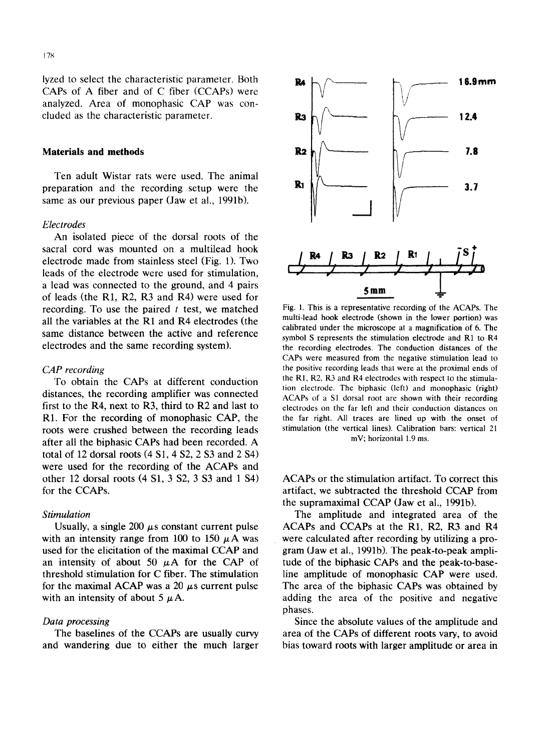lyzed to select the characteristic parameter. Both CAPs of A fiber and of C fiber (CCAPs) were analyzed. Area of monophasic CAP was concluded as the characteristic parameter.

## Materials and methods

Ten adult Wistar rats were used. The animal preparation and the recording setup were the same as our previous paper (Jaw et al., 1991b).

### *Electrodes*

An isolated piece of the dorsal roots of the sacral cord was mounted on a multilead hook electrode made from stainless steel (Fig. 1). Two leads of the electrode were used for stimulation, a lead was connected to the ground, and 4 pairs of leads (the R1, R2, R3 and R4) were used for recording. To use the paired $t$ test, we matched all the variables at the R1 and R4 electrodes (the same distance between the active and reference electrodes and the same recording system).

### *CAP recording*

To obtain the CAPs at different conduction distances, the recording amplifier was connected first to the R4, next to R3, third to R2 and last to R1. For the recording of monophasic CAP, the roots were crushed between the recording leads after all the biphasic CAPs had been recorded. A total of 12 dorsal roots (4 S1, 4 S2, 2 S3 and 2 S4) were used for the recording of the ACAPs and other 12 dorsal roots (4 S1, 3 S2, 3 S3 and 1 S4) for the CCAPs.

### *Stimulation*

Usually, a single 200 $\mu$s constant current pulse with an intensity range from 100 to 150 $\mu$A was used for the elicitation of the maximal CCAP and an intensity of about 50 $\mu$A for the CAP of threshold stimulation for C fiber. The stimulation for the maximal ACAP was a 20 $\mu$s current pulse with an intensity of about 5 $\mu$A.

### *Data processing*

The baselines of the CCAPs are usually curvy and wandering due to either the much larger ACAPs or the stimulation artifact. To correct this artifact, we subtracted the threshold CCAP from the supramaximal CCAP (Jaw et al., 1991b).

The amplitude and integrated area of the ACAPs and CCAPs at the R1, R2, R3 and R4 were calculated after recording by utilizing a program (Jaw et al., 1991b). The peak-to-peak amplitude of the biphasic CAPs and the peak-to-baseline amplitude of monophasic CAP were used. The area of the biphasic CAPs was obtained by adding the area of the positive and negative phases.

Since the absolute values of the amplitude and area of the CAPs of different roots vary, to avoid bias toward roots with larger amplitude or area in

Fig. 1. This is a representative recording of the ACAPs. The multi-lead hook electrode (shown in the lower portion) was calibrated under the microscope at a magnification of 6. The symbol S represents the stimulation electrode and R1 to R4 the recording electrodes. The conduction distances of the CAPs were measured from the negative stimulation lead to the positive recording leads that were at the proximal ends of the R1, R2, R3 and R4 electrodes with respect to the stimulation electrode. The biphasic (left) and monophasic (right) ACAPs of a S1 dorsal root are shown with their recording electrodes on the far left and their conduction distances on the far right. All traces are lined up with the onset of stimulation (the vertical lines). Calibration bars: vertical 21 mV; horizontal 1.9 ms.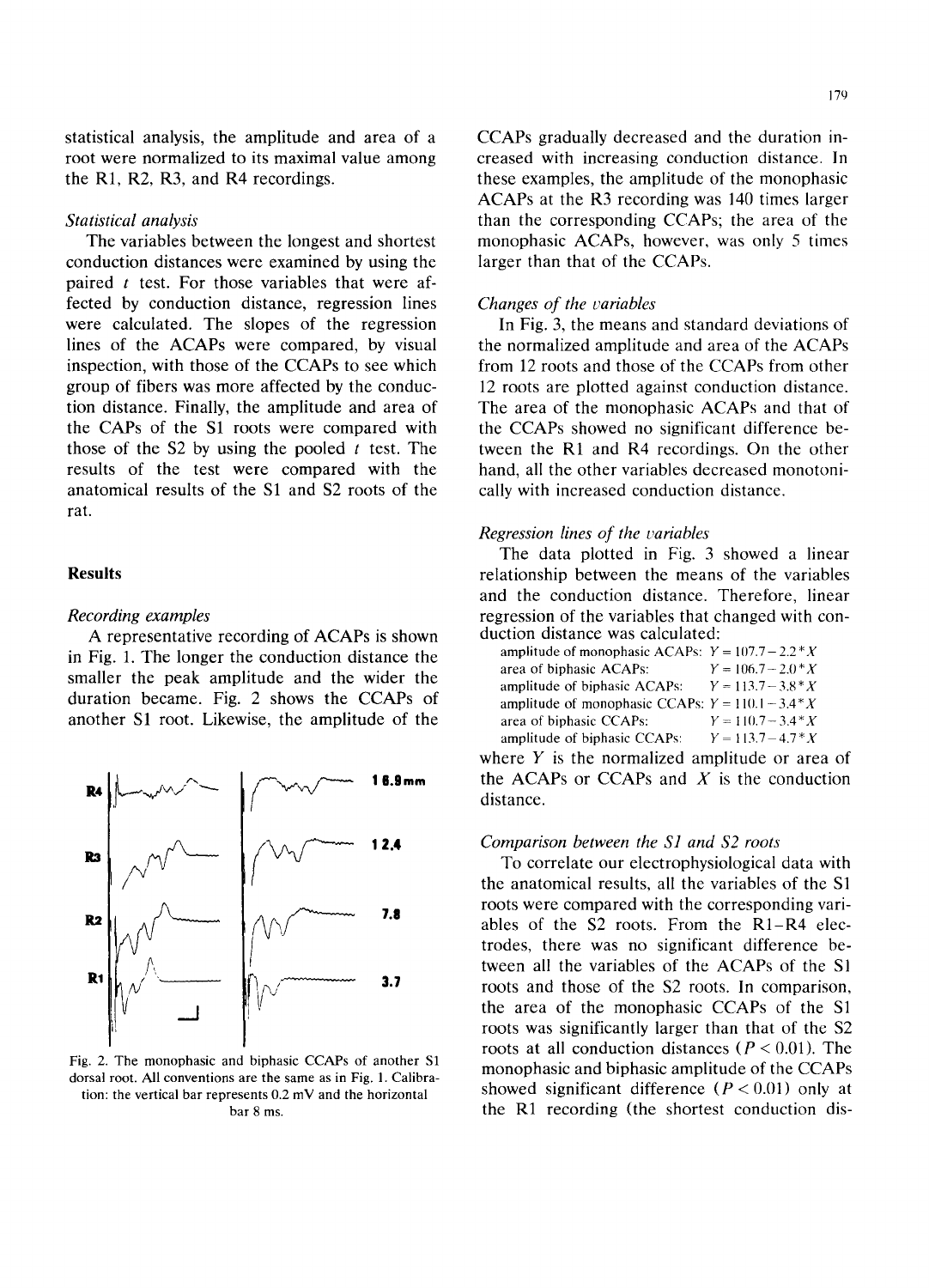statistical analysis, the amplitude and area of a root were normalized to its maximal value among the R1, R2, R3, and R4 recordings.

*Statistical analysis*

The variables between the longest and shortest conduction distances were examined by using the paired $t$ test. For those variables that were affected by conduction distance, regression lines were calculated. The slopes of the regression lines of the ACAPs were compared, by visual inspection, with those of the CCAPs to see which group of fibers was more affected by the conduction distance. Finally, the amplitude and area of the CAPs of the S1 roots were compared with those of the S2 by using the pooled $t$ test. The results of the test were compared with the anatomical results of the S1 and S2 roots of the rat.

## Results

*Recording examples*

A representative recording of ACAPs is shown in Fig. 1. The longer the conduction distance the smaller the peak amplitude and the wider the duration became. Fig. 2 shows the CCAPs of another S1 root. Likewise, the amplitude of the

Fig. 2. The monophasic and biphasic CCAPs of another S1 dorsal root. All conventions are the same as in Fig. 1. Calibration: the vertical bar represents 0.2 mV and the horizontal bar 8 ms.

CCAPs gradually decreased and the duration increased with increasing conduction distance. In these examples, the amplitude of the monophasic ACAPs at the R3 recording was 140 times larger than the corresponding CCAPs; the area of the monophasic ACAPs, however, was only 5 times larger than that of the CCAPs.

*Changes of the variables*

In Fig. 3, the means and standard deviations of the normalized amplitude and area of the ACAPs from 12 roots and those of the CCAPs from other 12 roots are plotted against conduction distance. The area of the monophasic ACAPs and that of the CCAPs showed no significant difference between the R1 and R4 recordings. On the other hand, all the other variables decreased monotonically with increased conduction distance.

*Regression lines of the variables*

The data plotted in Fig. 3 showed a linear relationship between the means of the variables and the conduction distance. Therefore, linear regression of the variables that changed with conduction distance was calculated:

| | |
|---|---|
| amplitude of monophasic ACAPs: | $Y = 107.7 - 2.2 * X$ |
| area of biphasic ACAPs: | $Y = 106.7 - 2.0 * X$ |
| amplitude of biphasic ACAPs: | $Y = 113.7 - 3.8 * X$ |
| amplitude of monophasic CCAPs: | $Y = 110.1 - 3.4 * X$ |
| area of biphasic CCAPs: | $Y = 110.7 - 3.4 * X$ |
| amplitude of biphasic CCAPs: | $Y = 113.7 - 4.7 * X$ |

where $Y$ is the normalized amplitude or area of the ACAPs or CCAPs and $X$ is the conduction distance.

*Comparison between the S1 and S2 roots*

To correlate our electrophysiological data with the anatomical results, all the variables of the S1 roots were compared with the corresponding variables of the S2 roots. From the R1–R4 electrodes, there was no significant difference between all the variables of the ACAPs of the S1 roots and those of the S2 roots. In comparison, the area of the monophasic CCAPs of the S1 roots was significantly larger than that of the S2 roots at all conduction distances ($P < 0.01$). The monophasic and biphasic amplitude of the CCAPs showed significant difference ($P < 0.01$) only at the R1 recording (the shortest conduction dis-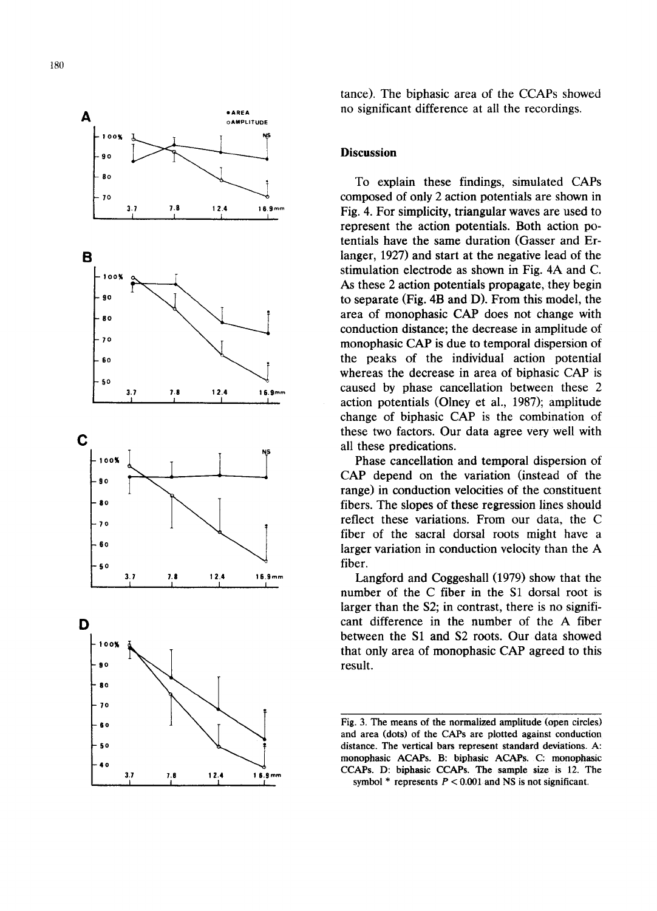tance). The biphasic area of the CCAPs showed no significant difference at all the recordings.

## Discussion

To explain these findings, simulated CAPs composed of only 2 action potentials are shown in Fig. 4. For simplicity, triangular waves are used to represent the action potentials. Both action potentials have the same duration (Gasser and Erlanger, 1927) and start at the negative lead of the stimulation electrode as shown in Fig. 4A and C. As these 2 action potentials propagate, they begin to separate (Fig. 4B and D). From this model, the area of monophasic CAP does not change with conduction distance; the decrease in amplitude of monophasic CAP is due to temporal dispersion of the peaks of the individual action potential whereas the decrease in area of biphasic CAP is caused by phase cancellation between these 2 action potentials (Olney et al., 1987); amplitude change of biphasic CAP is the combination of these two factors. Our data agree very well with all these predications.

Phase cancellation and temporal dispersion of CAP depend on the variation (instead of the range) in conduction velocities of the constituent fibers. The slopes of these regression lines should reflect these variations. From our data, the C fiber of the sacral dorsal roots might have a larger variation in conduction velocity than the A fiber.

Langford and Coggeshall (1979) show that the number of the C fiber in the S1 dorsal root is larger than the S2; in contrast, there is no significant difference in the number of the A fiber between the S1 and S2 roots. Our data showed that only area of monophasic CAP agreed to this result.

Fig. 3. The means of the normalized amplitude (open circles) and area (dots) of the CAPs are plotted against conduction distance. The vertical bars represent standard deviations. A: monophasic ACAPs. B: biphasic ACAPs. C: monophasic CCAPs. D: biphasic CCAPs. The sample size is 12. The symbol * represents $P < 0.001$ and NS is not significant.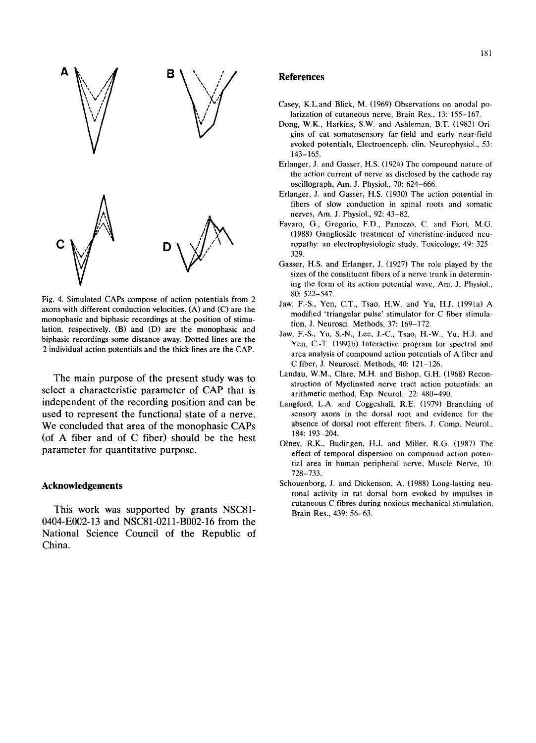A

B

C

D

Fig. 4. Simulated CAPs compose of action potentials from 2 axons with different conduction velocities. (A) and (C) are the monophasic and biphasic recordings at the position of stimulation, respectively. (B) and (D) are the monophasic and biphasic recordings some distance away. Dotted lines are the 2 individual action potentials and the thick lines are the CAP.

The main purpose of the present study was to select a characteristic parameter of CAP that is independent of the recording position and can be used to represent the functional state of a nerve. We concluded that area of the monophasic CAPs (of A fiber and of C fiber) should be the best parameter for quantitative purpose.

## Acknowledgements

This work was supported by grants NSC81-0404-E002-13 and NSC81-0211-B002-16 from the National Science Council of the Republic of China.

## References

Casey, K.L.and Blick, M. (1969) Observations on anodal polarization of cutaneous nerve, Brain Res., 13: 155–167.

Dong, W.K., Harkins, S.W. and Ashleman, B.T. (1982) Origins of cat somatosensory far-field and early near-field evoked potentials, Electroenceph. clin. Neurophysiol., 53: 143–165.

Erlanger, J. and Gasser, H.S. (1924) The compound nature of the action current of nerve as disclosed by the cathode ray oscillograph, Am. J. Physiol., 70: 624–666.

Erlanger, J. and Gasser, H.S. (1930) The action potential in fibers of slow conduction in spinal roots and somatic nerves, Am. J. Physiol., 92: 43–82.

Favaro, G., Gregorio, F.D., Panozzo, C. and Fiori, M.G. (1988) Ganglioside treatment of vincristine-induced neuropathy: an electrophysiologic study, Toxicology, 49: 325–329.

Gasser, H.S. and Erlanger, J. (1927) The role played by the sizes of the constituent fibers of a nerve trunk in determining the form of its action potential wave, Am. J. Physiol., 80: 522–547.

Jaw, F.-S., Yen, C.T., Tsao, H.W. and Yu, H.J. (1991a) A modified 'triangular pulse' stimulator for C fiber stimulation, J. Neurosci. Methods, 37: 169–172.

Jaw, F.-S., Yu, S.-N., Lee, J.-C., Tsao, H.-W., Yu, H.J. and Yen, C.-T. (1991b) Interactive program for spectral and area analysis of compound action potentials of A fiber and C fiber, J. Neurosci. Methods, 40: 121–126.

Landau, W.M., Clare, M.H. and Bishop, G.H. (1968) Reconstruction of Myelinated nerve tract action potentials: an arithmetic method, Exp. Neurol., 22: 480–490.

Langford, L.A. and Coggeshall, R.E. (1979) Branching of sensory axons in the dorsal root and evidence for the absence of dorsal root efferent fibers, J. Comp. Neurol., 184: 193–204.

Olney, R.K., Budingen, H.J. and Miller, R.G. (1987) The effect of temporal dispersion on compound action potential area in human peripheral nerve, Muscle Nerve, 10: 728–733.

Schouenborg, J. and Dickenson, A. (1988) Long-lasting neuronal activity in rat dorsal horn evoked by impulses in cutaneous C fibres during noxious mechanical stimulation, Brain Res., 439: 56–63.